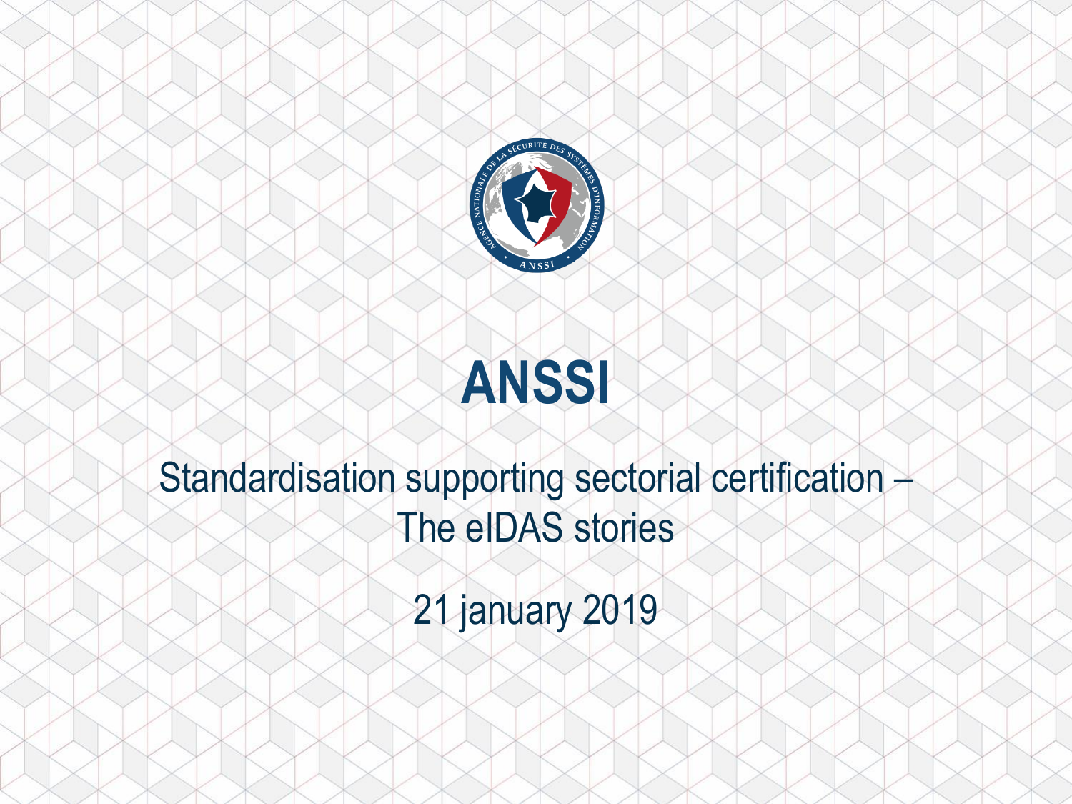# ANSSI

Standardisation supporting sectorial certification – The eIDAS stories

21 january 2019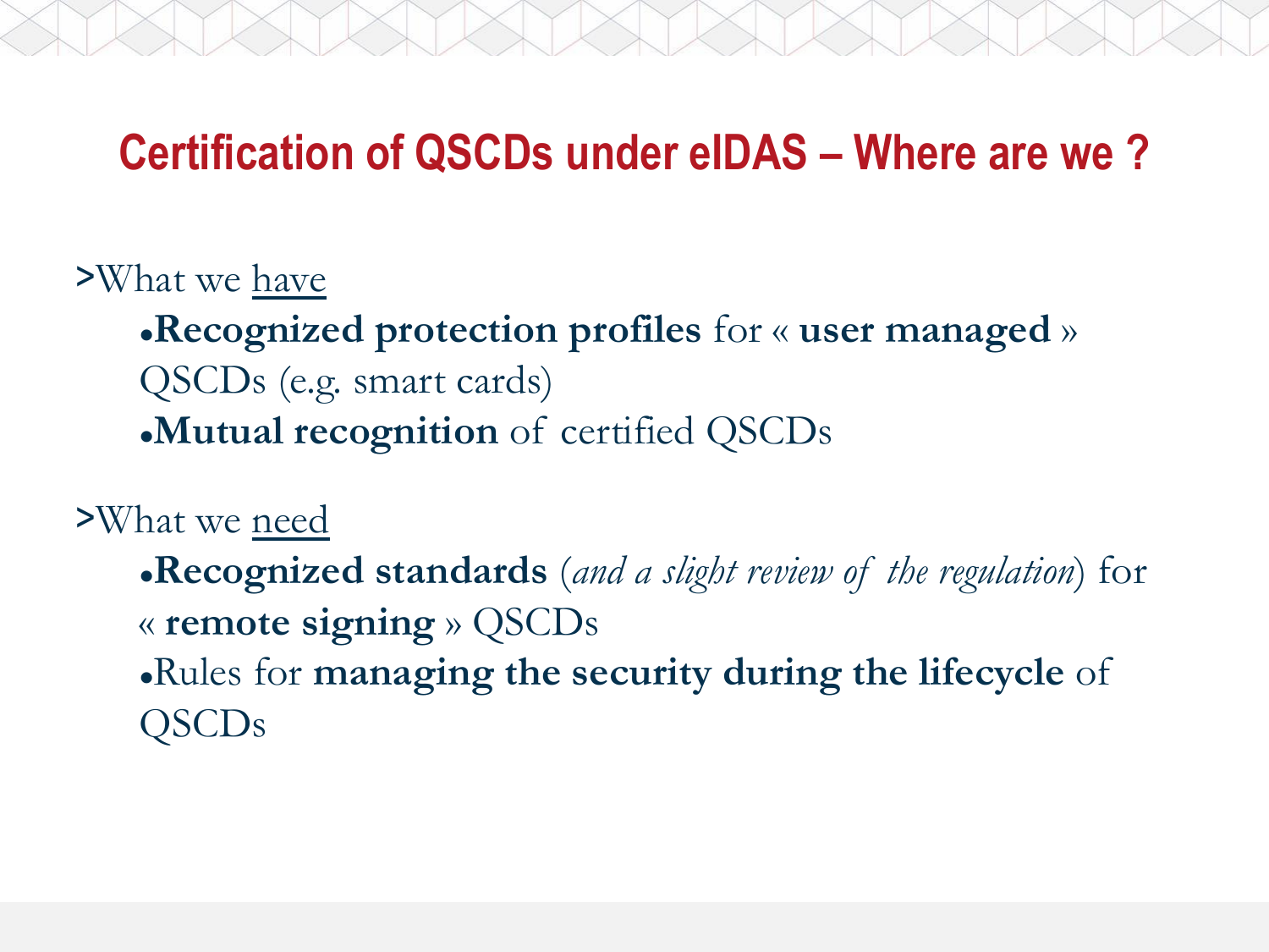# Certification of QSCDs under eIDAS – Where are we ?

>What we have

- **Recognized protection profiles** for « **user managed** » QSCDs (e.g. smart cards)
- **Mutual recognition** of certified QSCDs

>What we need

- **Recognized standards** (*and a slight review of the regulation*) for « **remote signing** » QSCDs
- Rules for **managing the security during the lifecycle** of QSCDs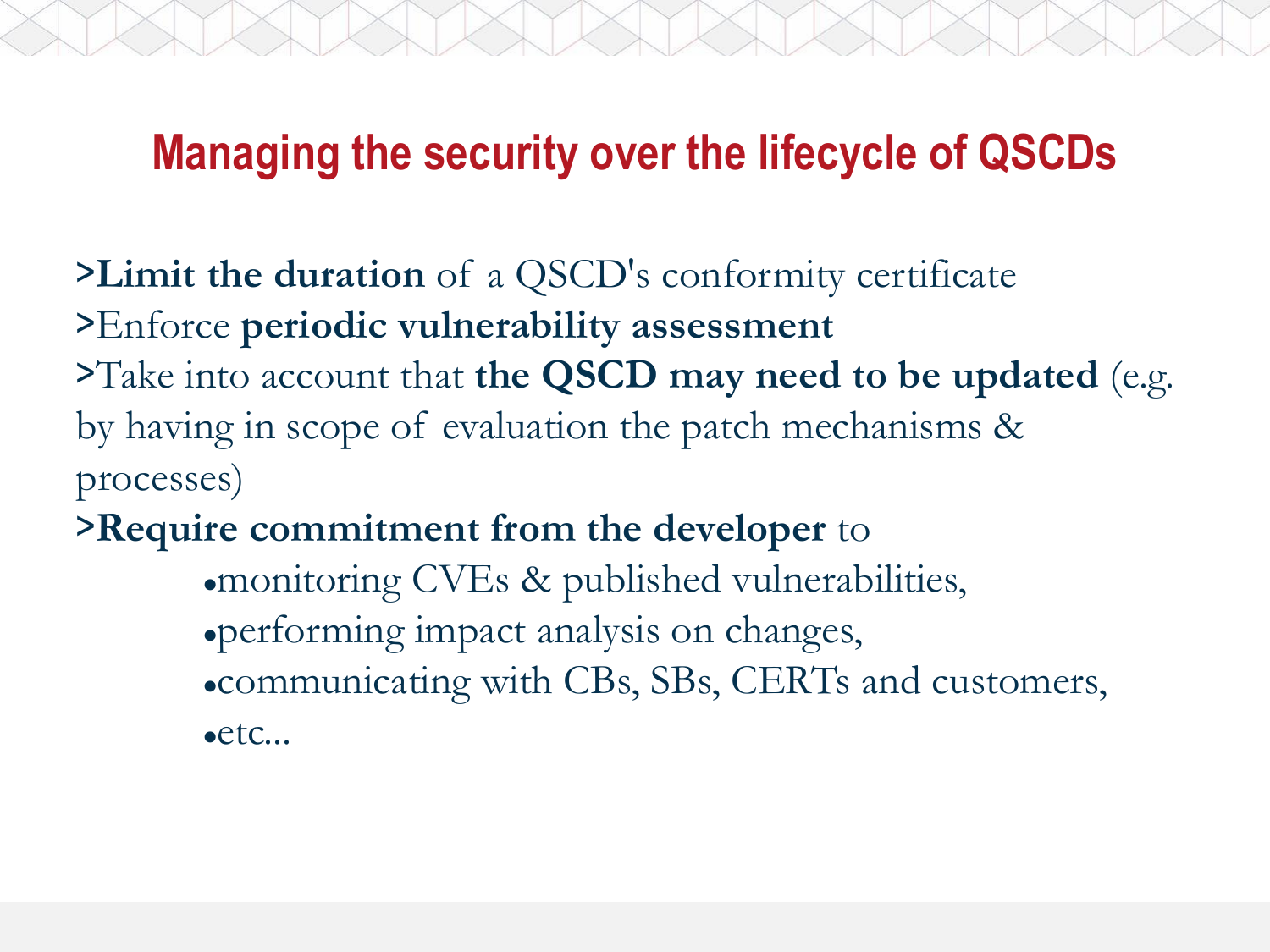## Managing the security over the lifecycle of QSCDs

>**Limit the duration** of a QSCD's conformity certificate
>Enforce **periodic vulnerability assessment**
>Take into account that **the QSCD may need to be updated** (e.g. by having in scope of evaluation the patch mechanisms & processes)
>**Require commitment from the developer** to

- monitoring CVEs & published vulnerabilities,
- performing impact analysis on changes,
- communicating with CBs, SBs, CERTs and customers,
- etc...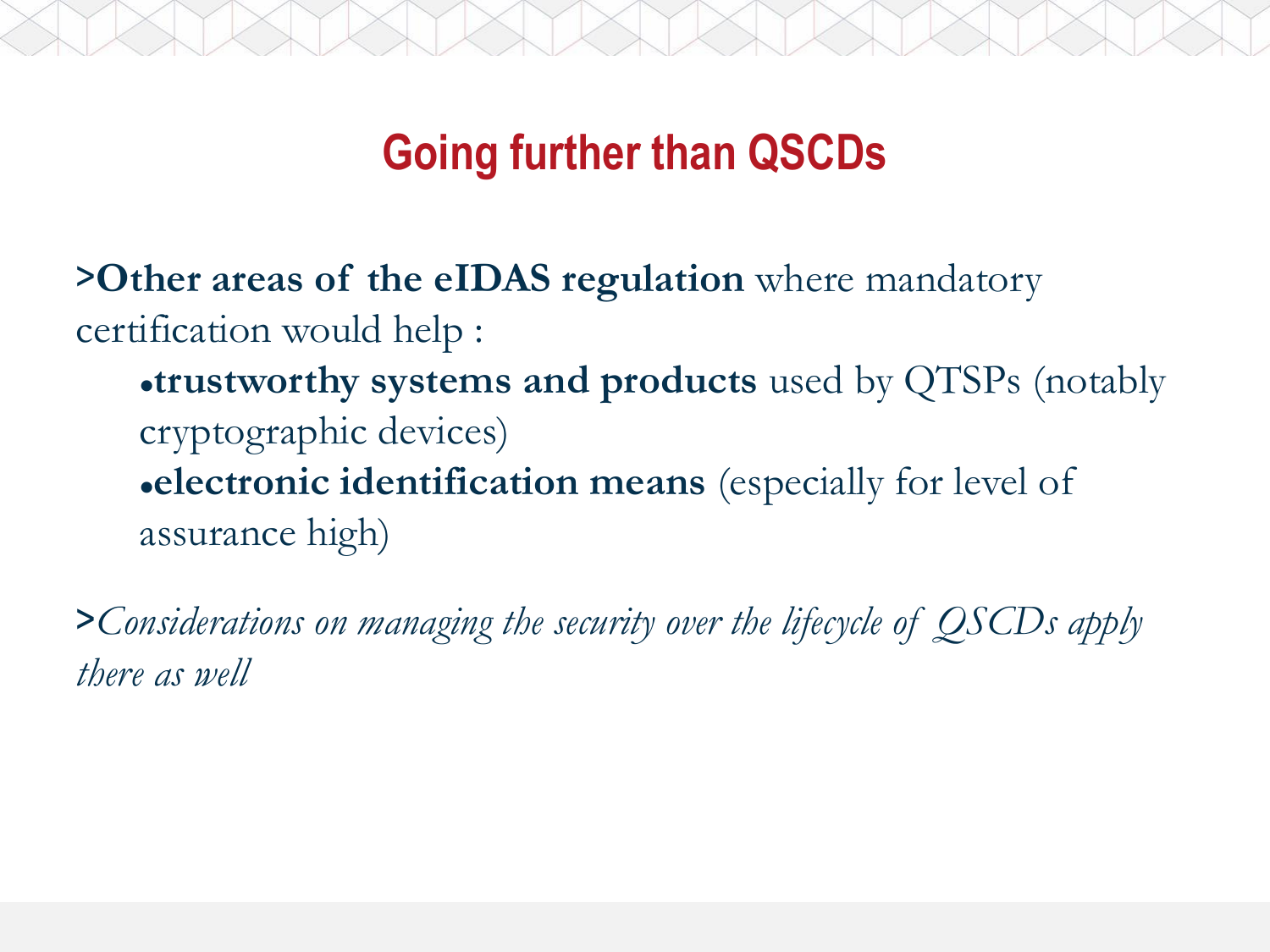# Going further than QSCDs

>**Other areas of the eIDAS regulation** where mandatory certification would help :

- **trustworthy systems and products** used by QTSPs (notably cryptographic devices)
- **electronic identification means** (especially for level of assurance high)

>*Considerations on managing the security over the lifecycle of QSCDs apply there as well*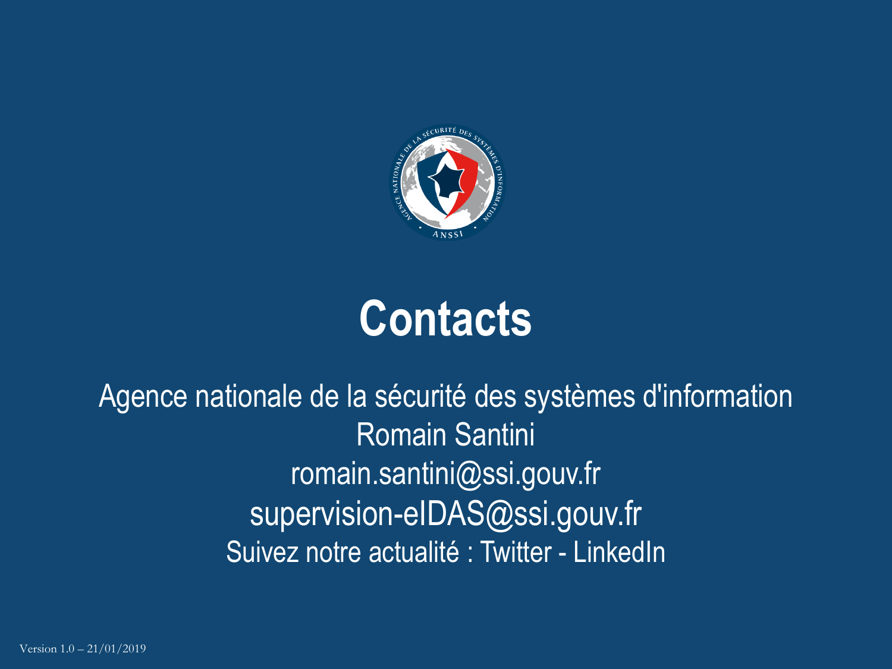# Contacts

Agence nationale de la sécurité des systèmes d'information

Romain Santini

romain.santini@ssi.gouv.fr

supervision-eIDAS@ssi.gouv.fr

Suivez notre actualité : Twitter - LinkedIn

Version 1.0 – 21/01/2019